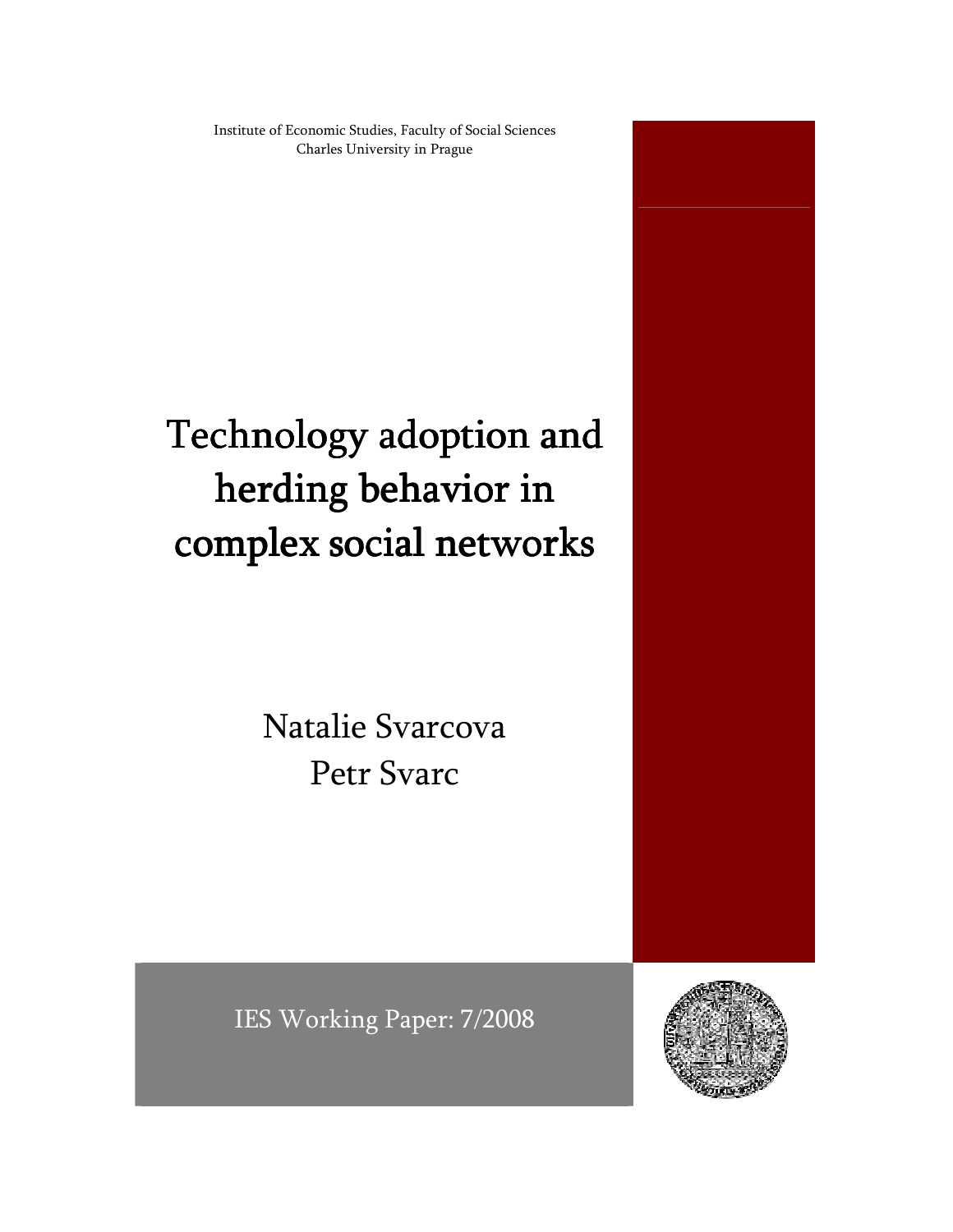Institute of Economic Studies, Faculty of Social Sciences
Charles University in Prague

# Technology adoption and herding behavior in complex social networks

Natalie Svarcova
Petr Svarc

IES Working Paper: 7/2008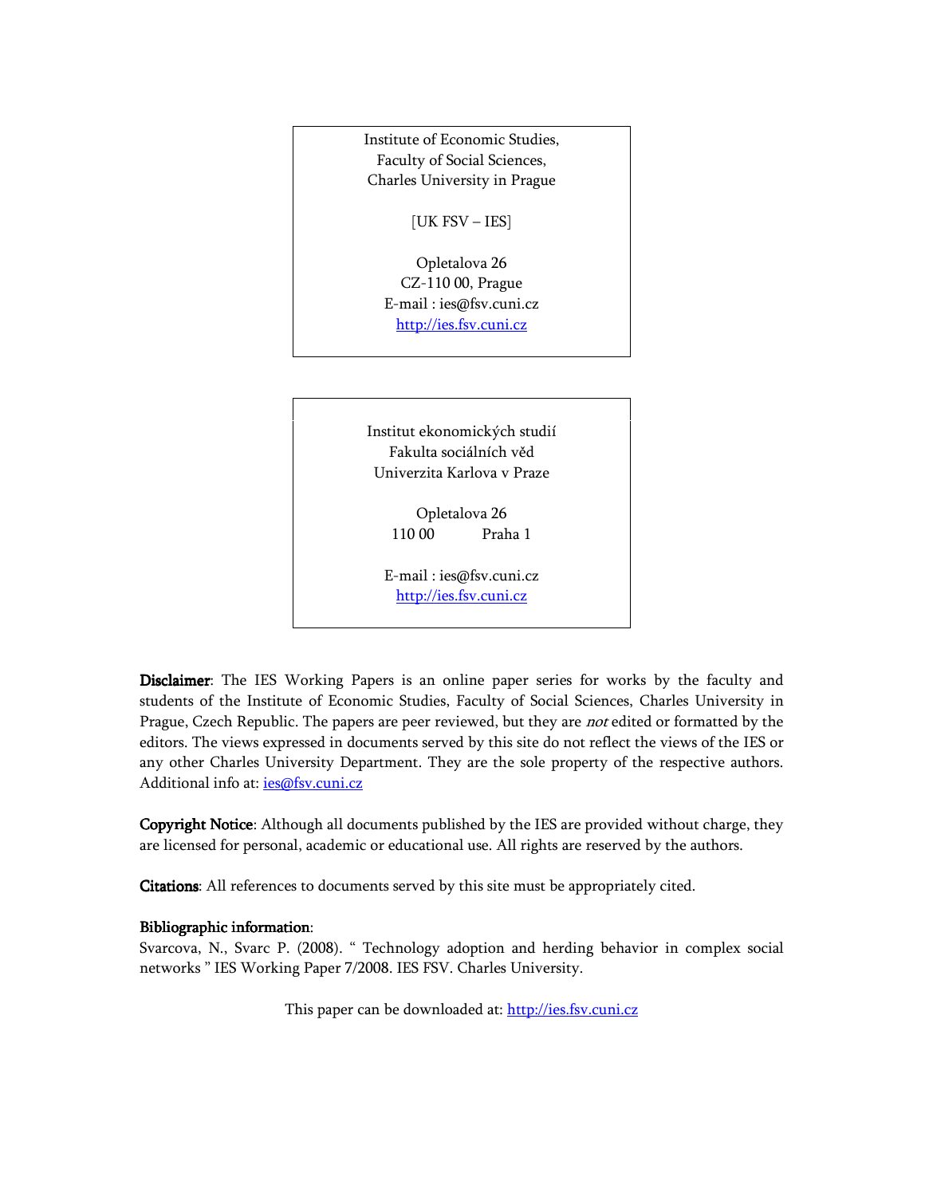Institute of Economic Studies,
Faculty of Social Sciences,
Charles University in Prague

[UK FSV – IES]

Opletalova 26
CZ-110 00, Prague
E-mail : ies@fsv.cuni.cz
http://ies.fsv.cuni.cz

Institut ekonomických studií
Fakulta sociálních věd
Univerzita Karlova v Praze

Opletalova 26
110 00 Praha 1

E-mail : ies@fsv.cuni.cz
http://ies.fsv.cuni.cz

**Disclaimer**: The IES Working Papers is an online paper series for works by the faculty and students of the Institute of Economic Studies, Faculty of Social Sciences, Charles University in Prague, Czech Republic. The papers are peer reviewed, but they are *not* edited or formatted by the editors. The views expressed in documents served by this site do not reflect the views of the IES or any other Charles University Department. They are the sole property of the respective authors. Additional info at: ies@fsv.cuni.cz

**Copyright Notice**: Although all documents published by the IES are provided without charge, they are licensed for personal, academic or educational use. All rights are reserved by the authors.

**Citations**: All references to documents served by this site must be appropriately cited.

**Bibliographic information**:
Svarcova, N., Svarc P. (2008). " Technology adoption and herding behavior in complex social networks " IES Working Paper 7/2008. IES FSV. Charles University.

This paper can be downloaded at: http://ies.fsv.cuni.cz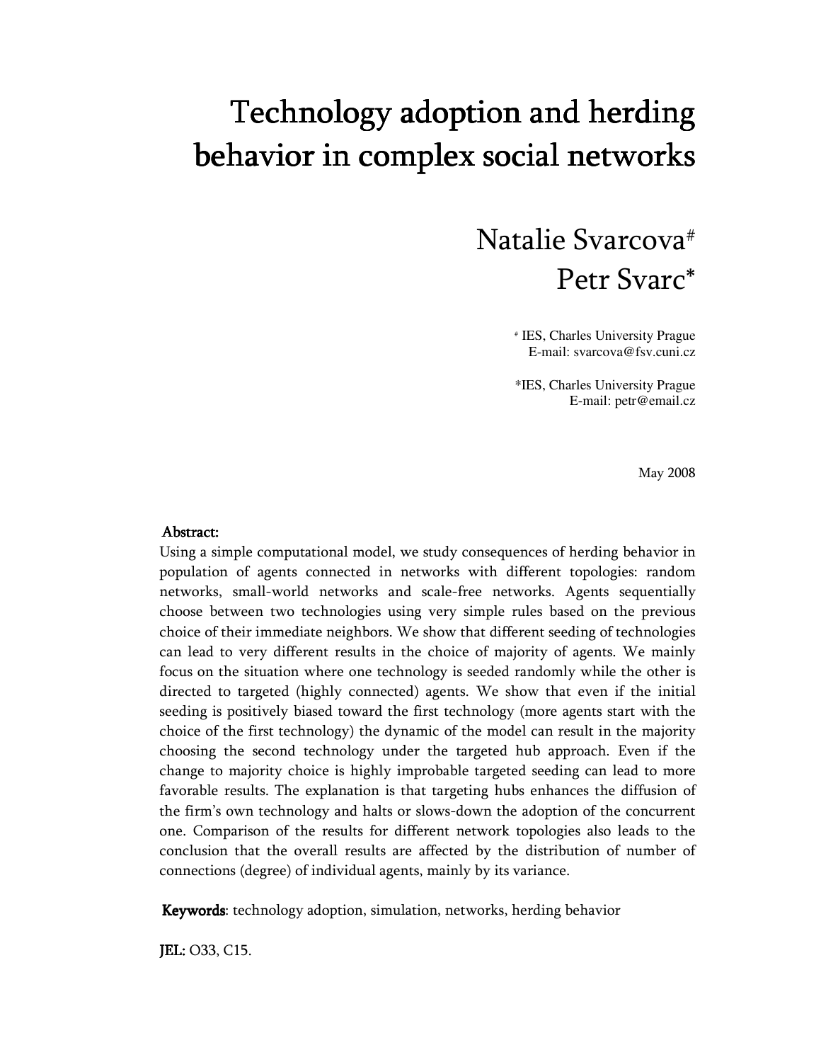# Technology adoption and herding behavior in complex social networks

Natalie Svarcova[#]
Petr Svarc[*]

[#] IES, Charles University Prague
E-mail: svarcova@fsv.cuni.cz

[*]IES, Charles University Prague
E-mail: petr@email.cz

May 2008

**Abstract:**

Using a simple computational model, we study consequences of herding behavior in population of agents connected in networks with different topologies: random networks, small-world networks and scale-free networks. Agents sequentially choose between two technologies using very simple rules based on the previous choice of their immediate neighbors. We show that different seeding of technologies can lead to very different results in the choice of majority of agents. We mainly focus on the situation where one technology is seeded randomly while the other is directed to targeted (highly connected) agents. We show that even if the initial seeding is positively biased toward the first technology (more agents start with the choice of the first technology) the dynamic of the model can result in the majority choosing the second technology under the targeted hub approach. Even if the change to majority choice is highly improbable targeted seeding can lead to more favorable results. The explanation is that targeting hubs enhances the diffusion of the firm's own technology and halts or slows-down the adoption of the concurrent one. Comparison of the results for different network topologies also leads to the conclusion that the overall results are affected by the distribution of number of connections (degree) of individual agents, mainly by its variance.

**Keywords**: technology adoption, simulation, networks, herding behavior

**JEL:** O33, C15.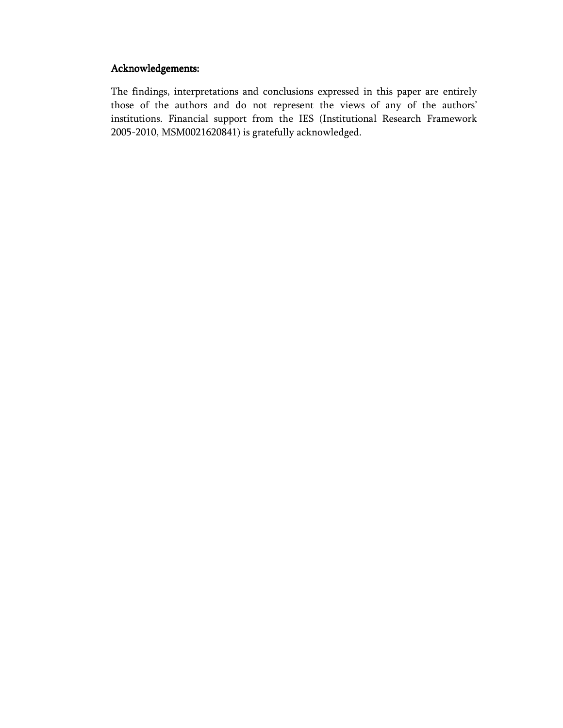**Acknowledgements:**

The findings, interpretations and conclusions expressed in this paper are entirely those of the authors and do not represent the views of any of the authors' institutions. Financial support from the IES (Institutional Research Framework 2005-2010, MSM0021620841) is gratefully acknowledged.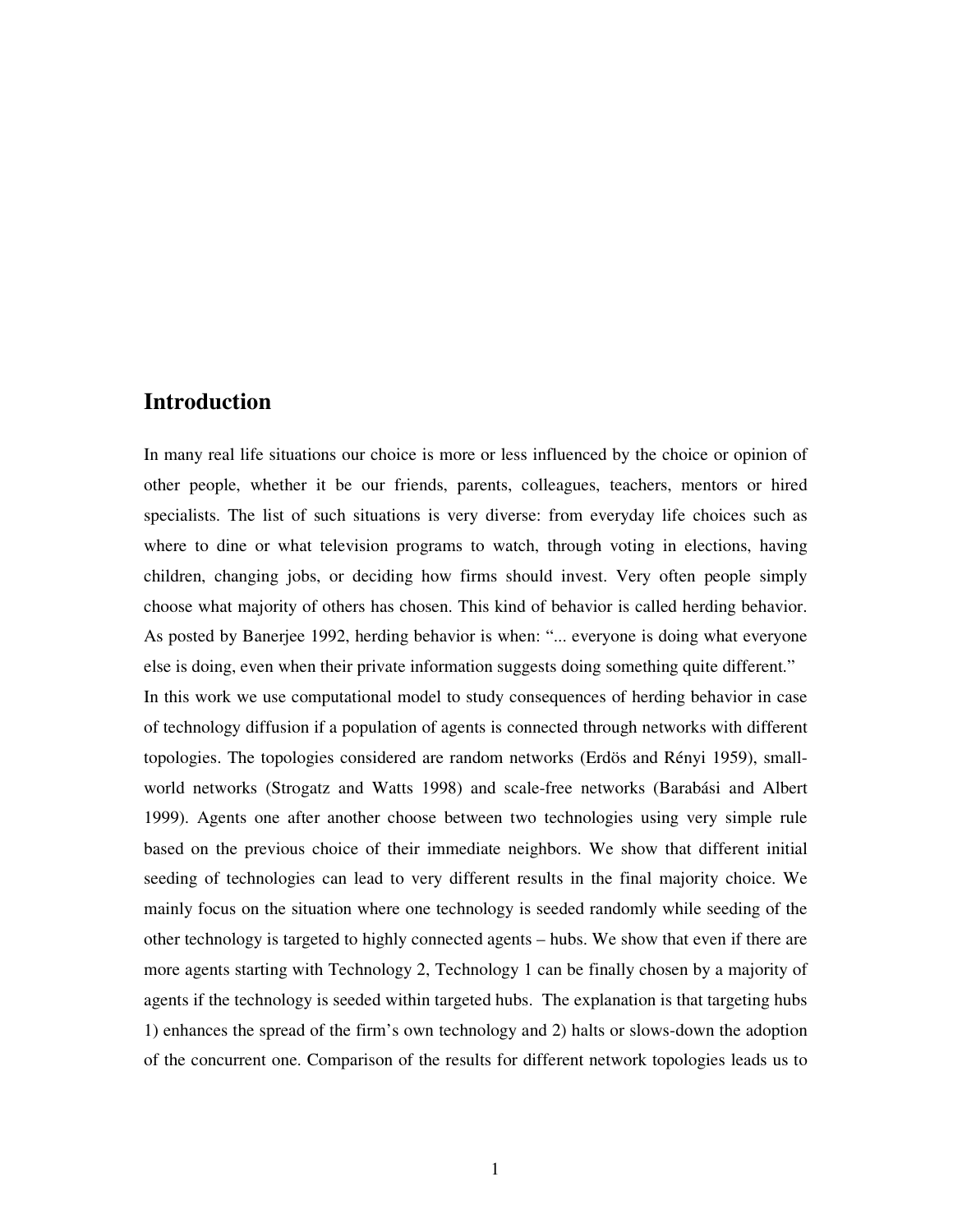## Introduction

In many real life situations our choice is more or less influenced by the choice or opinion of other people, whether it be our friends, parents, colleagues, teachers, mentors or hired specialists. The list of such situations is very diverse: from everyday life choices such as where to dine or what television programs to watch, through voting in elections, having children, changing jobs, or deciding how firms should invest. Very often people simply choose what majority of others has chosen. This kind of behavior is called herding behavior. As posted by Banerjee 1992, herding behavior is when: "... everyone is doing what everyone else is doing, even when their private information suggests doing something quite different."

In this work we use computational model to study consequences of herding behavior in case of technology diffusion if a population of agents is connected through networks with different topologies. The topologies considered are random networks (Erdös and Rényi 1959), small-world networks (Strogatz and Watts 1998) and scale-free networks (Barabási and Albert 1999). Agents one after another choose between two technologies using very simple rule based on the previous choice of their immediate neighbors. We show that different initial seeding of technologies can lead to very different results in the final majority choice. We mainly focus on the situation where one technology is seeded randomly while seeding of the other technology is targeted to highly connected agents – hubs. We show that even if there are more agents starting with Technology 2, Technology 1 can be finally chosen by a majority of agents if the technology is seeded within targeted hubs. The explanation is that targeting hubs 1) enhances the spread of the firm's own technology and 2) halts or slows-down the adoption of the concurrent one. Comparison of the results for different network topologies leads us to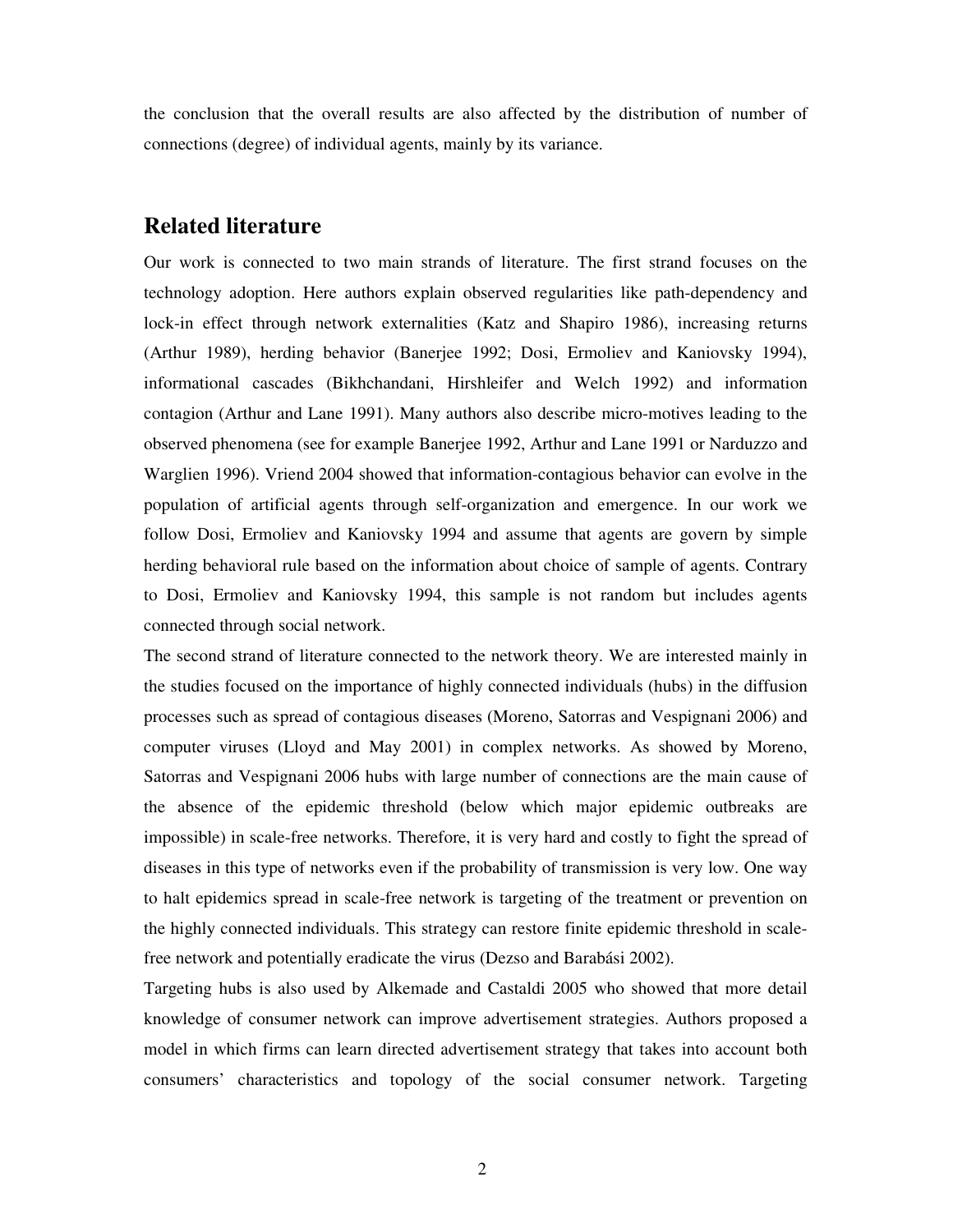the conclusion that the overall results are also affected by the distribution of number of connections (degree) of individual agents, mainly by its variance.

## Related literature

Our work is connected to two main strands of literature. The first strand focuses on the technology adoption. Here authors explain observed regularities like path-dependency and lock-in effect through network externalities (Katz and Shapiro 1986), increasing returns (Arthur 1989), herding behavior (Banerjee 1992; Dosi, Ermoliev and Kaniovsky 1994), informational cascades (Bikhchandani, Hirshleifer and Welch 1992) and information contagion (Arthur and Lane 1991). Many authors also describe micro-motives leading to the observed phenomena (see for example Banerjee 1992, Arthur and Lane 1991 or Narduzzo and Warglien 1996). Vriend 2004 showed that information-contagious behavior can evolve in the population of artificial agents through self-organization and emergence. In our work we follow Dosi, Ermoliev and Kaniovsky 1994 and assume that agents are govern by simple herding behavioral rule based on the information about choice of sample of agents. Contrary to Dosi, Ermoliev and Kaniovsky 1994, this sample is not random but includes agents connected through social network.

The second strand of literature connected to the network theory. We are interested mainly in the studies focused on the importance of highly connected individuals (hubs) in the diffusion processes such as spread of contagious diseases (Moreno, Satorras and Vespignani 2006) and computer viruses (Lloyd and May 2001) in complex networks. As showed by Moreno, Satorras and Vespignani 2006 hubs with large number of connections are the main cause of the absence of the epidemic threshold (below which major epidemic outbreaks are impossible) in scale-free networks. Therefore, it is very hard and costly to fight the spread of diseases in this type of networks even if the probability of transmission is very low. One way to halt epidemics spread in scale-free network is targeting of the treatment or prevention on the highly connected individuals. This strategy can restore finite epidemic threshold in scale-free network and potentially eradicate the virus (Dezso and Barabási 2002).

Targeting hubs is also used by Alkemade and Castaldi 2005 who showed that more detail knowledge of consumer network can improve advertisement strategies. Authors proposed a model in which firms can learn directed advertisement strategy that takes into account both consumers' characteristics and topology of the social consumer network. Targeting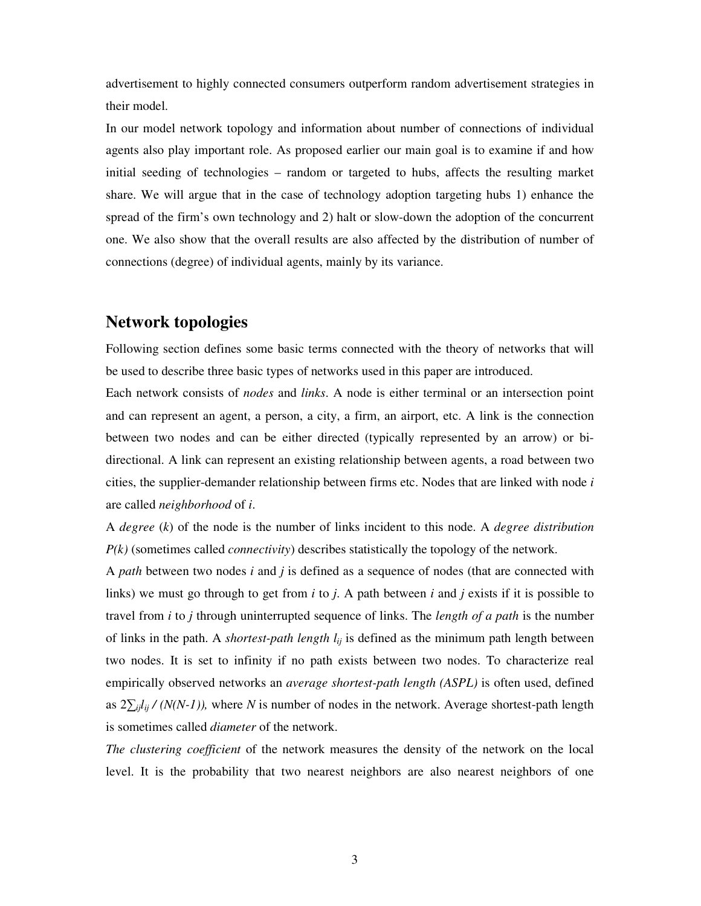advertisement to highly connected consumers outperform random advertisement strategies in their model.

In our model network topology and information about number of connections of individual agents also play important role. As proposed earlier our main goal is to examine if and how initial seeding of technologies – random or targeted to hubs, affects the resulting market share. We will argue that in the case of technology adoption targeting hubs 1) enhance the spread of the firm's own technology and 2) halt or slow-down the adoption of the concurrent one. We also show that the overall results are also affected by the distribution of number of connections (degree) of individual agents, mainly by its variance.

## Network topologies

Following section defines some basic terms connected with the theory of networks that will be used to describe three basic types of networks used in this paper are introduced.

Each network consists of *nodes* and *links*. A node is either terminal or an intersection point and can represent an agent, a person, a city, a firm, an airport, etc. A link is the connection between two nodes and can be either directed (typically represented by an arrow) or bi-directional. A link can represent an existing relationship between agents, a road between two cities, the supplier-demander relationship between firms etc. Nodes that are linked with node $i$ are called *neighborhood* of $i$.

A *degree* ($k$) of the node is the number of links incident to this node. A *degree distribution* $P(k)$ (sometimes called *connectivity*) describes statistically the topology of the network.

A *path* between two nodes $i$ and $j$ is defined as a sequence of nodes (that are connected with links) we must go through to get from $i$ to $j$. A path between $i$ and $j$ exists if it is possible to travel from $i$ to $j$ through uninterrupted sequence of links. The *length of a path* is the number of links in the path. A *shortest-path length* $l_{ij}$ is defined as the minimum path length between two nodes. It is set to infinity if no path exists between two nodes. To characterize real empirically observed networks an *average shortest-path length (ASPL)* is often used, defined as $2\sum_{ij}l_{ij} / (N(N-1))$, where $N$ is number of nodes in the network. Average shortest-path length is sometimes called *diameter* of the network.

*The clustering coefficient* of the network measures the density of the network on the local level. It is the probability that two nearest neighbors are also nearest neighbors of one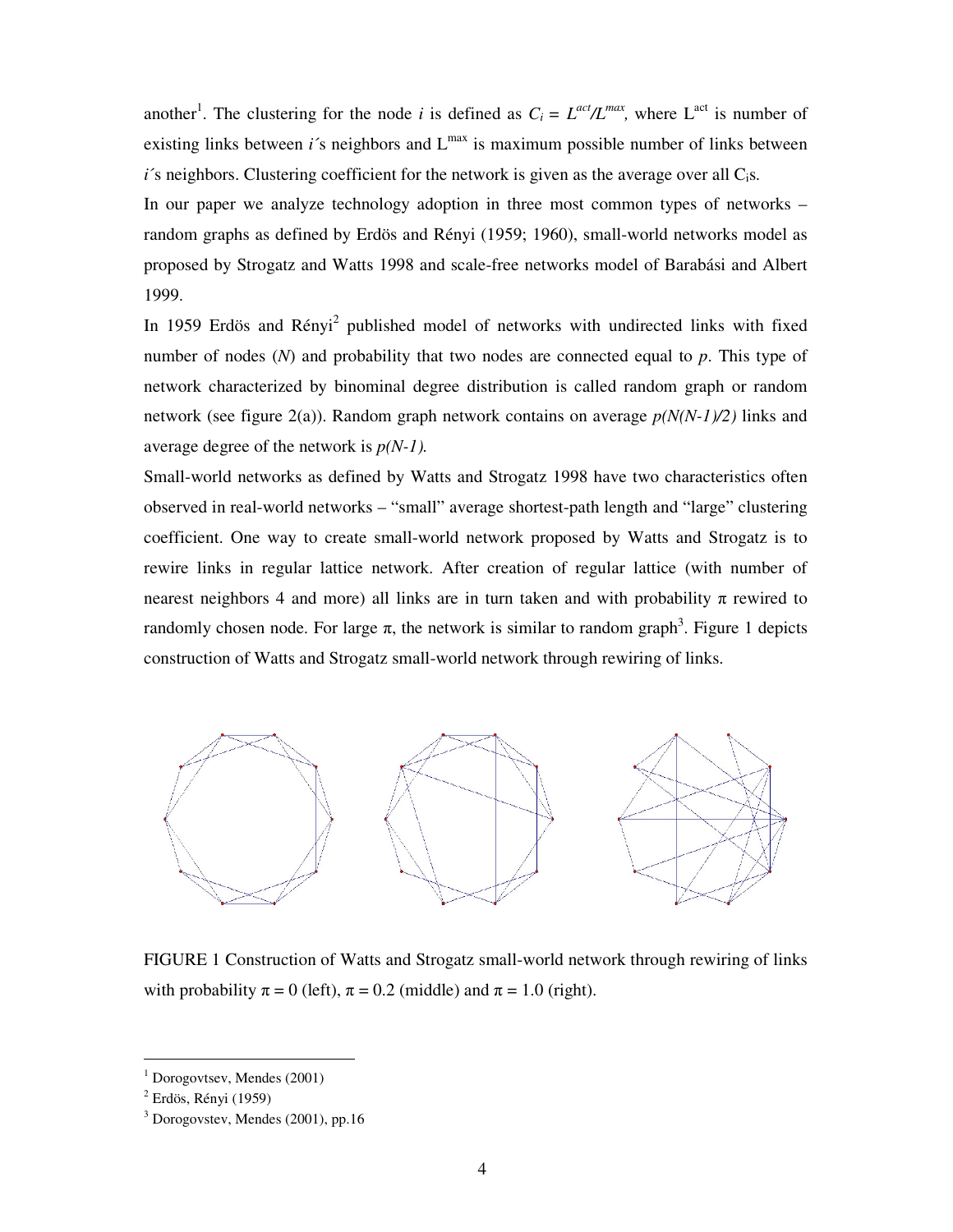another[1]. The clustering for the node $i$ is defined as $C_i = L^{act}/L^{max}$, where $L^{act}$ is number of existing links between $i$´s neighbors and $L^{max}$ is maximum possible number of links between $i$´s neighbors. Clustering coefficient for the network is given as the average over all $C_i$s.

In our paper we analyze technology adoption in three most common types of networks – random graphs as defined by Erdös and Rényi (1959; 1960), small-world networks model as proposed by Strogatz and Watts 1998 and scale-free networks model of Barabási and Albert 1999.

In 1959 Erdös and Rényi[2] published model of networks with undirected links with fixed number of nodes ($N$) and probability that two nodes are connected equal to $p$. This type of network characterized by binominal degree distribution is called random graph or random network (see figure 2(a)). Random graph network contains on average $p(N(N-1)/2)$ links and average degree of the network is $p(N-1)$.

Small-world networks as defined by Watts and Strogatz 1998 have two characteristics often observed in real-world networks – "small" average shortest-path length and "large" clustering coefficient. One way to create small-world network proposed by Watts and Strogatz is to rewire links in regular lattice network. After creation of regular lattice (with number of nearest neighbors 4 and more) all links are in turn taken and with probability $\pi$ rewired to randomly chosen node. For large $\pi$, the network is similar to random graph[3]. Figure 1 depicts construction of Watts and Strogatz small-world network through rewiring of links.

FIGURE 1 Construction of Watts and Strogatz small-world network through rewiring of links with probability $\pi = 0$ (left), $\pi = 0.2$ (middle) and $\pi = 1.0$ (right).

[1] Dorogovtsev, Mendes (2001)

[2] Erdös, Rényi (1959)

[3] Dorogovstev, Mendes (2001), pp.16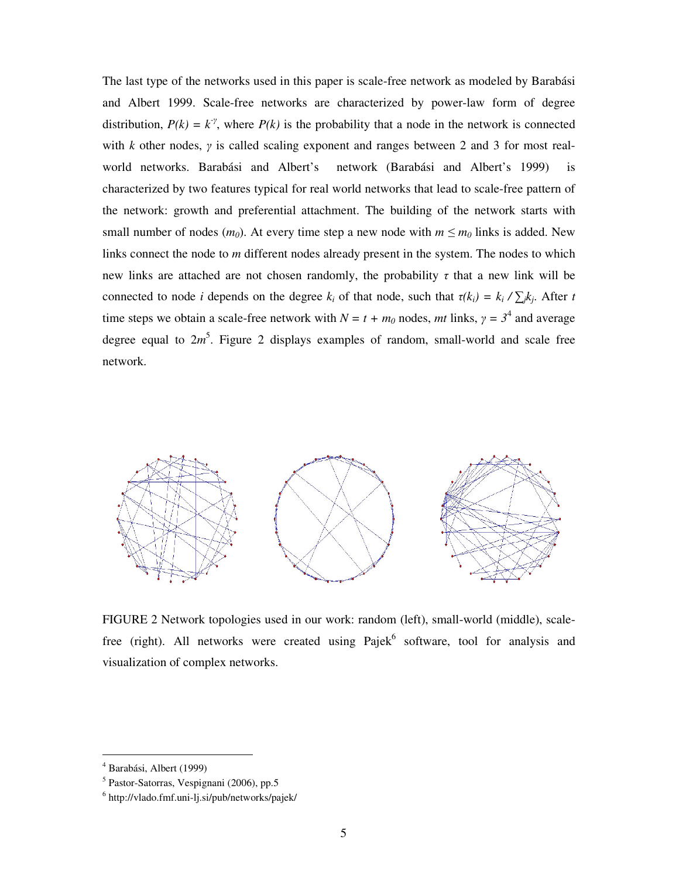The last type of the networks used in this paper is scale-free network as modeled by Barabási and Albert 1999. Scale-free networks are characterized by power-law form of degree distribution, $P(k) = k^{-\gamma}$, where $P(k)$ is the probability that a node in the network is connected with $k$ other nodes, $\gamma$ is called scaling exponent and ranges between 2 and 3 for most real-world networks. Barabási and Albert's network (Barabási and Albert's 1999) is characterized by two features typical for real world networks that lead to scale-free pattern of the network: growth and preferential attachment. The building of the network starts with small number of nodes ($m_0$). At every time step a new node with $m \leq m_0$ links is added. New links connect the node to $m$ different nodes already present in the system. The nodes to which new links are attached are not chosen randomly, the probability $\tau$ that a new link will be connected to node $i$ depends on the degree $k_i$ of that node, such that $\tau(k_i) = k_i / \sum_j k_j$. After $t$ time steps we obtain a scale-free network with $N = t + m_0$ nodes, $mt$ links, $\gamma = 3$[4] and average degree equal to $2m$[5]. Figure 2 displays examples of random, small-world and scale free network.

FIGURE 2 Network topologies used in our work: random (left), small-world (middle), scale-free (right). All networks were created using Pajek[6] software, tool for analysis and visualization of complex networks.

---

[4] Barabási, Albert (1999)

[5] Pastor-Satorras, Vespignani (2006), pp.5

[6] http://vlado.fmf.uni-lj.si/pub/networks/pajek/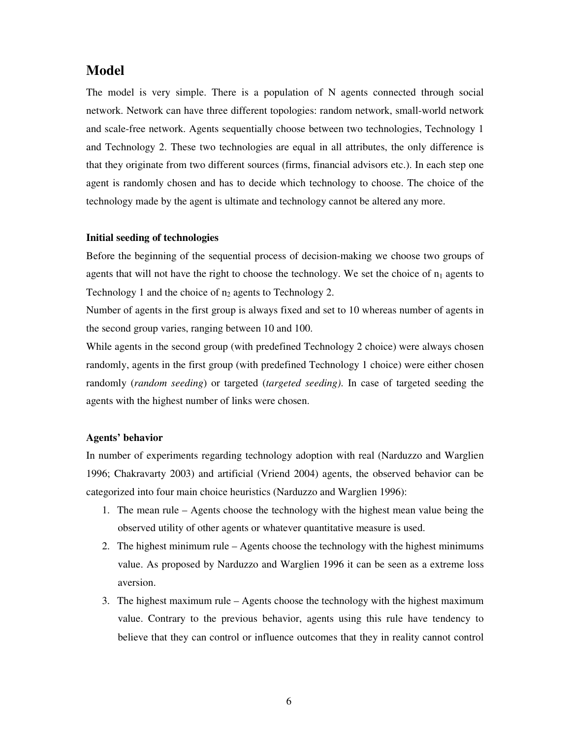## Model

The model is very simple. There is a population of N agents connected through social network. Network can have three different topologies: random network, small-world network and scale-free network. Agents sequentially choose between two technologies, Technology 1 and Technology 2. These two technologies are equal in all attributes, the only difference is that they originate from two different sources (firms, financial advisors etc.). In each step one agent is randomly chosen and has to decide which technology to choose. The choice of the technology made by the agent is ultimate and technology cannot be altered any more.

**Initial seeding of technologies**

Before the beginning of the sequential process of decision-making we choose two groups of agents that will not have the right to choose the technology. We set the choice of $n_1$ agents to Technology 1 and the choice of $n_2$ agents to Technology 2.

Number of agents in the first group is always fixed and set to 10 whereas number of agents in the second group varies, ranging between 10 and 100.

While agents in the second group (with predefined Technology 2 choice) were always chosen randomly, agents in the first group (with predefined Technology 1 choice) were either chosen randomly (*random seeding*) or targeted (*targeted seeding)*. In case of targeted seeding the agents with the highest number of links were chosen.

**Agents' behavior**

In number of experiments regarding technology adoption with real (Narduzzo and Warglien 1996; Chakravarty 2003) and artificial (Vriend 2004) agents, the observed behavior can be categorized into four main choice heuristics (Narduzzo and Warglien 1996):

1. The mean rule – Agents choose the technology with the highest mean value being the observed utility of other agents or whatever quantitative measure is used.
2. The highest minimum rule – Agents choose the technology with the highest minimums value. As proposed by Narduzzo and Warglien 1996 it can be seen as a extreme loss aversion.
3. The highest maximum rule – Agents choose the technology with the highest maximum value. Contrary to the previous behavior, agents using this rule have tendency to believe that they can control or influence outcomes that they in reality cannot control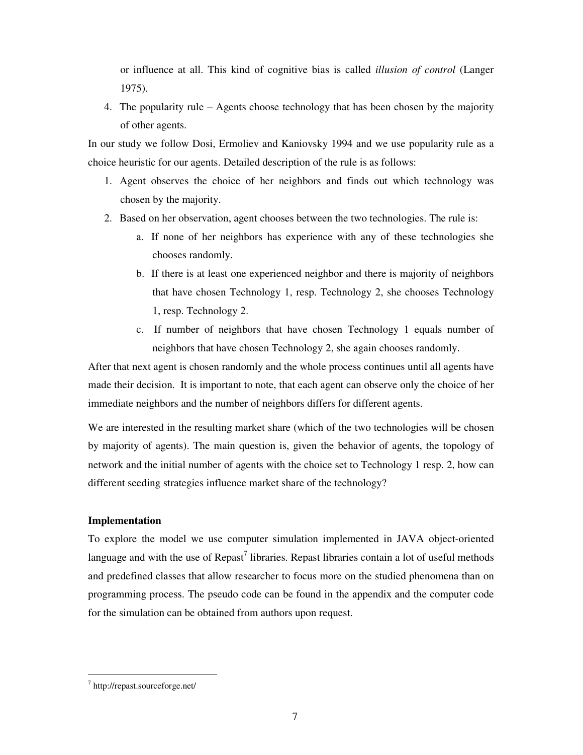or influence at all. This kind of cognitive bias is called *illusion of control* (Langer 1975).

4. The popularity rule – Agents choose technology that has been chosen by the majority of other agents.

In our study we follow Dosi, Ermoliev and Kaniovsky 1994 and we use popularity rule as a choice heuristic for our agents. Detailed description of the rule is as follows:

1. Agent observes the choice of her neighbors and finds out which technology was chosen by the majority.
2. Based on her observation, agent chooses between the two technologies. The rule is:
   a. If none of her neighbors has experience with any of these technologies she chooses randomly.
   b. If there is at least one experienced neighbor and there is majority of neighbors that have chosen Technology 1, resp. Technology 2, she chooses Technology 1, resp. Technology 2.
   c. If number of neighbors that have chosen Technology 1 equals number of neighbors that have chosen Technology 2, she again chooses randomly.

After that next agent is chosen randomly and the whole process continues until all agents have made their decision. It is important to note, that each agent can observe only the choice of her immediate neighbors and the number of neighbors differs for different agents.

We are interested in the resulting market share (which of the two technologies will be chosen by majority of agents). The main question is, given the behavior of agents, the topology of network and the initial number of agents with the choice set to Technology 1 resp. 2, how can different seeding strategies influence market share of the technology?

**Implementation**

To explore the model we use computer simulation implemented in JAVA object-oriented language and with the use of Repast[7] libraries. Repast libraries contain a lot of useful methods and predefined classes that allow researcher to focus more on the studied phenomena than on programming process. The pseudo code can be found in the appendix and the computer code for the simulation can be obtained from authors upon request.

[7] http://repast.sourceforge.net/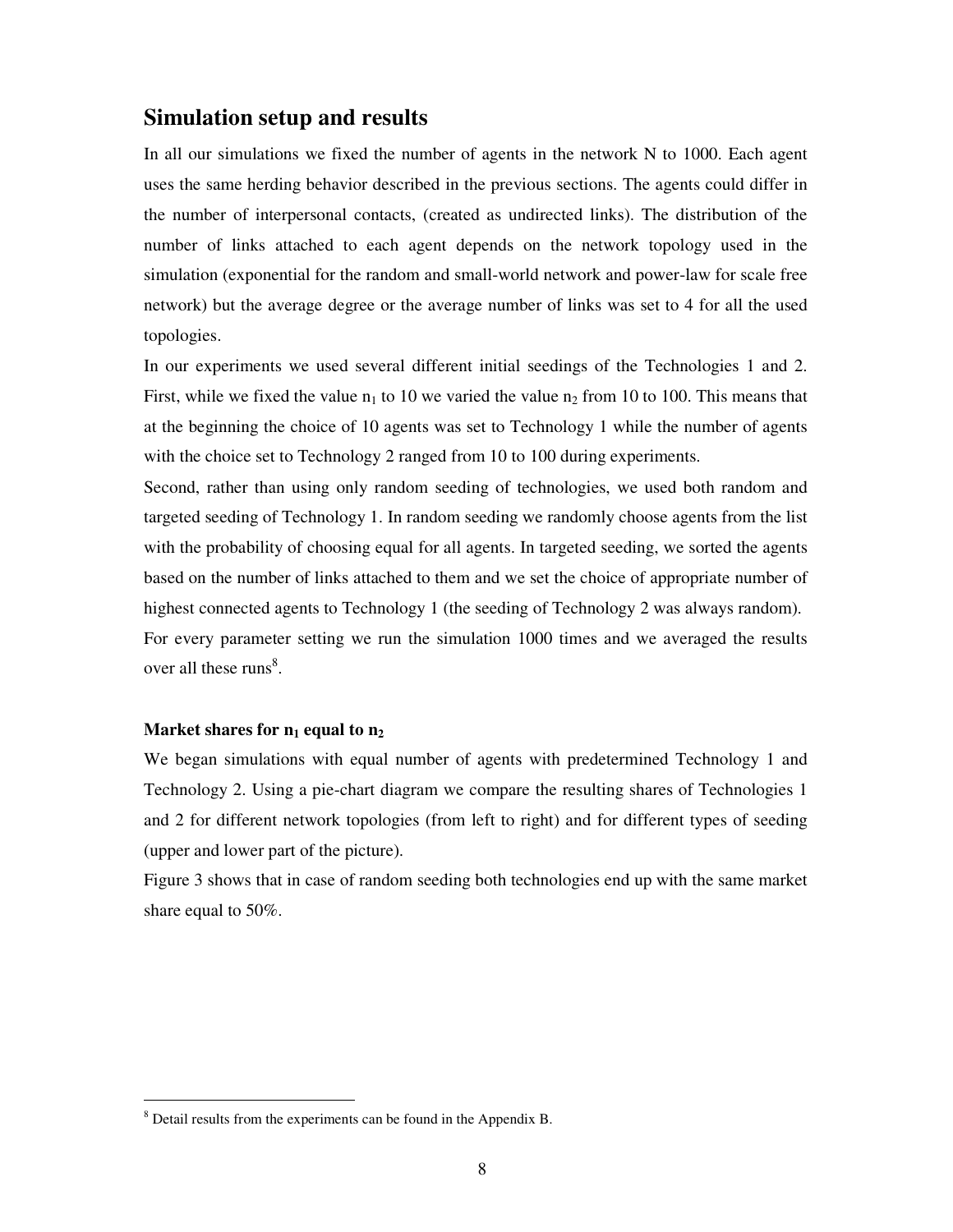## Simulation setup and results

In all our simulations we fixed the number of agents in the network N to 1000. Each agent uses the same herding behavior described in the previous sections. The agents could differ in the number of interpersonal contacts, (created as undirected links). The distribution of the number of links attached to each agent depends on the network topology used in the simulation (exponential for the random and small-world network and power-law for scale free network) but the average degree or the average number of links was set to 4 for all the used topologies.

In our experiments we used several different initial seedings of the Technologies 1 and 2. First, while we fixed the value $n_1$ to 10 we varied the value $n_2$ from 10 to 100. This means that at the beginning the choice of 10 agents was set to Technology 1 while the number of agents with the choice set to Technology 2 ranged from 10 to 100 during experiments.

Second, rather than using only random seeding of technologies, we used both random and targeted seeding of Technology 1. In random seeding we randomly choose agents from the list with the probability of choosing equal for all agents. In targeted seeding, we sorted the agents based on the number of links attached to them and we set the choice of appropriate number of highest connected agents to Technology 1 (the seeding of Technology 2 was always random).

For every parameter setting we run the simulation 1000 times and we averaged the results over all these runs[8].

#### Market shares for $n_1$ equal to $n_2$

We began simulations with equal number of agents with predetermined Technology 1 and Technology 2. Using a pie-chart diagram we compare the resulting shares of Technologies 1 and 2 for different network topologies (from left to right) and for different types of seeding (upper and lower part of the picture).

Figure 3 shows that in case of random seeding both technologies end up with the same market share equal to 50%.

[8] Detail results from the experiments can be found in the Appendix B.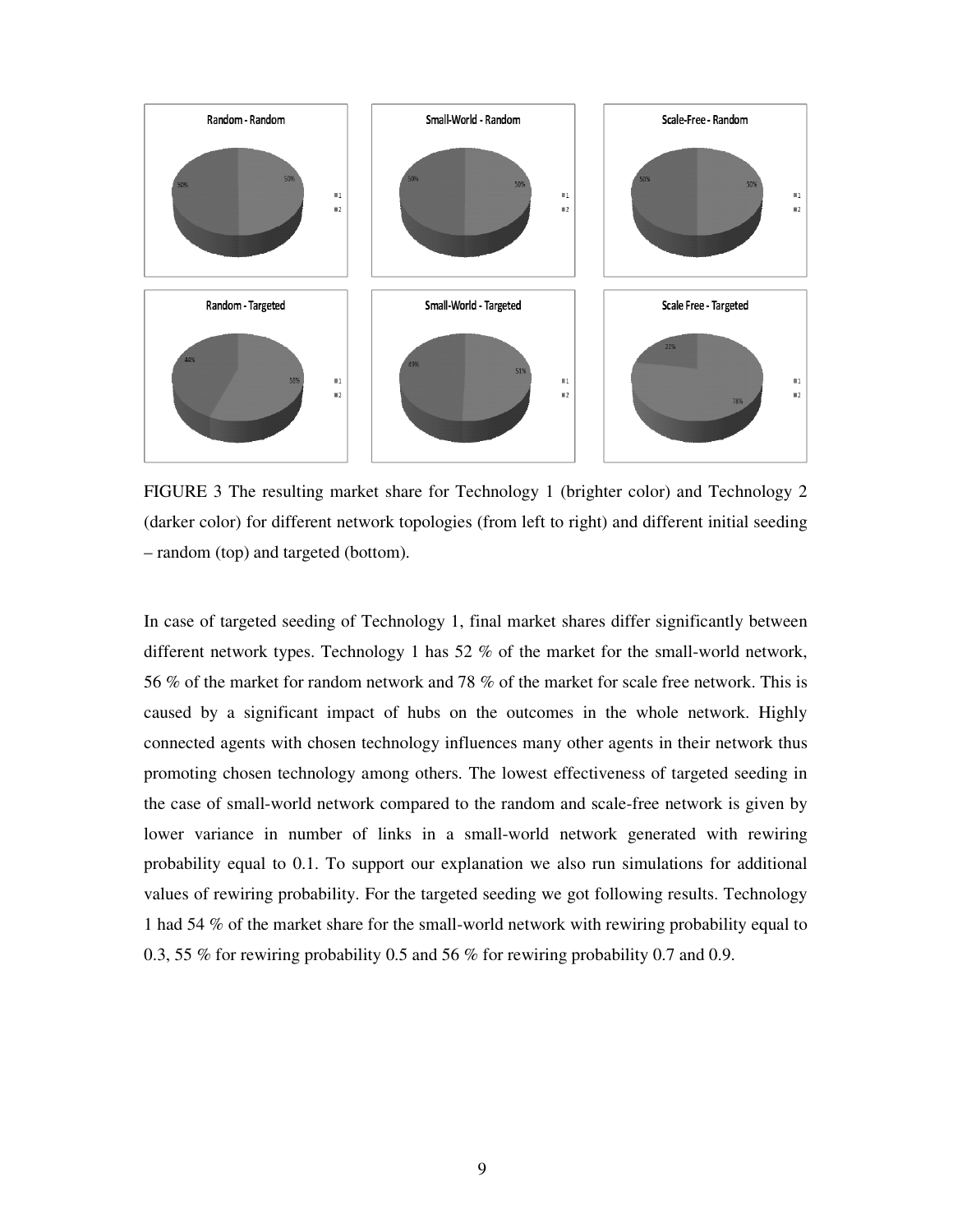FIGURE 3 The resulting market share for Technology 1 (brighter color) and Technology 2 (darker color) for different network topologies (from left to right) and different initial seeding – random (top) and targeted (bottom).

In case of targeted seeding of Technology 1, final market shares differ significantly between different network types. Technology 1 has 52 % of the market for the small-world network, 56 % of the market for random network and 78 % of the market for scale free network. This is caused by a significant impact of hubs on the outcomes in the whole network. Highly connected agents with chosen technology influences many other agents in their network thus promoting chosen technology among others. The lowest effectiveness of targeted seeding in the case of small-world network compared to the random and scale-free network is given by lower variance in number of links in a small-world network generated with rewiring probability equal to 0.1. To support our explanation we also run simulations for additional values of rewiring probability. For the targeted seeding we got following results. Technology 1 had 54 % of the market share for the small-world network with rewiring probability equal to 0.3, 55 % for rewiring probability 0.5 and 56 % for rewiring probability 0.7 and 0.9.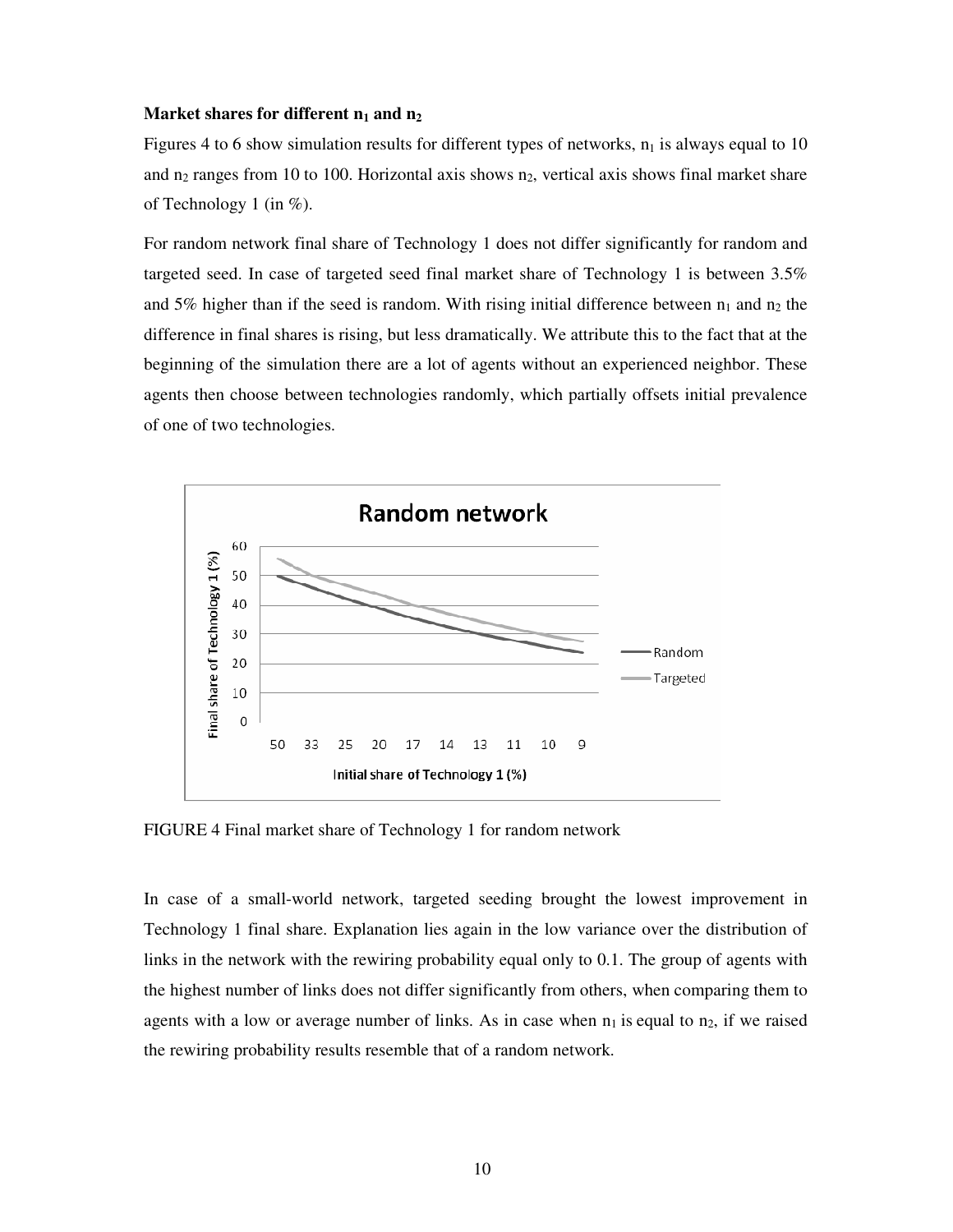**Market shares for different $n_1$ and $n_2$**

Figures 4 to 6 show simulation results for different types of networks, $n_1$ is always equal to 10 and $n_2$ ranges from 10 to 100. Horizontal axis shows $n_2$, vertical axis shows final market share of Technology 1 (in %).

For random network final share of Technology 1 does not differ significantly for random and targeted seed. In case of targeted seed final market share of Technology 1 is between 3.5% and 5% higher than if the seed is random. With rising initial difference between $n_1$ and $n_2$ the difference in final shares is rising, but less dramatically. We attribute this to the fact that at the beginning of the simulation there are a lot of agents without an experienced neighbor. These agents then choose between technologies randomly, which partially offsets initial prevalence of one of two technologies.

FIGURE 4 Final market share of Technology 1 for random network

In case of a small-world network, targeted seeding brought the lowest improvement in Technology 1 final share. Explanation lies again in the low variance over the distribution of links in the network with the rewiring probability equal only to 0.1. The group of agents with the highest number of links does not differ significantly from others, when comparing them to agents with a low or average number of links. As in case when $n_1$ is equal to $n_2$, if we raised the rewiring probability results resemble that of a random network.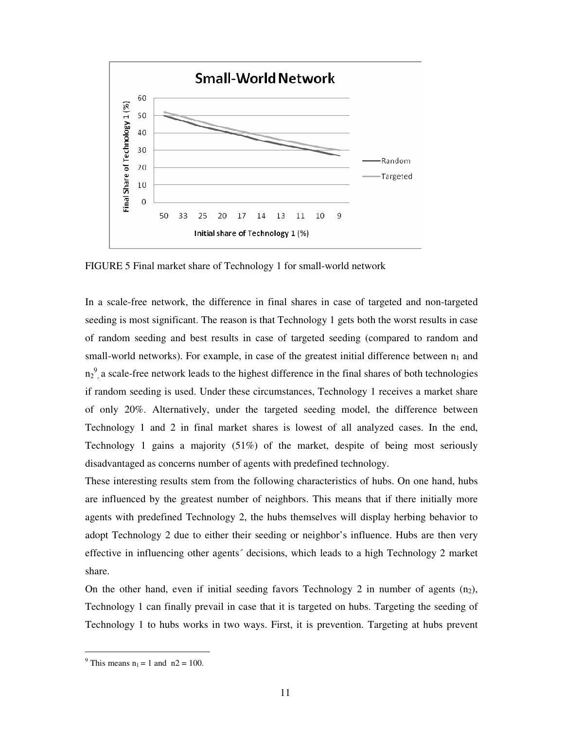FIGURE 5 Final market share of Technology 1 for small-world network

In a scale-free network, the difference in final shares in case of targeted and non-targeted seeding is most significant. The reason is that Technology 1 gets both the worst results in case of random seeding and best results in case of targeted seeding (compared to random and small-world networks). For example, in case of the greatest initial difference between $n_1$ and $n_2$[9], a scale-free network leads to the highest difference in the final shares of both technologies if random seeding is used. Under these circumstances, Technology 1 receives a market share of only 20%. Alternatively, under the targeted seeding model, the difference between Technology 1 and 2 in final market shares is lowest of all analyzed cases. In the end, Technology 1 gains a majority (51%) of the market, despite of being most seriously disadvantaged as concerns number of agents with predefined technology.

These interesting results stem from the following characteristics of hubs. On one hand, hubs are influenced by the greatest number of neighbors. This means that if there initially more agents with predefined Technology 2, the hubs themselves will display herbing behavior to adopt Technology 2 due to either their seeding or neighbor's influence. Hubs are then very effective in influencing other agents´ decisions, which leads to a high Technology 2 market share.

On the other hand, even if initial seeding favors Technology 2 in number of agents ($n_2$), Technology 1 can finally prevail in case that it is targeted on hubs. Targeting the seeding of Technology 1 to hubs works in two ways. First, it is prevention. Targeting at hubs prevent

[9] This means $n_1 = 1$ and $n2 = 100$.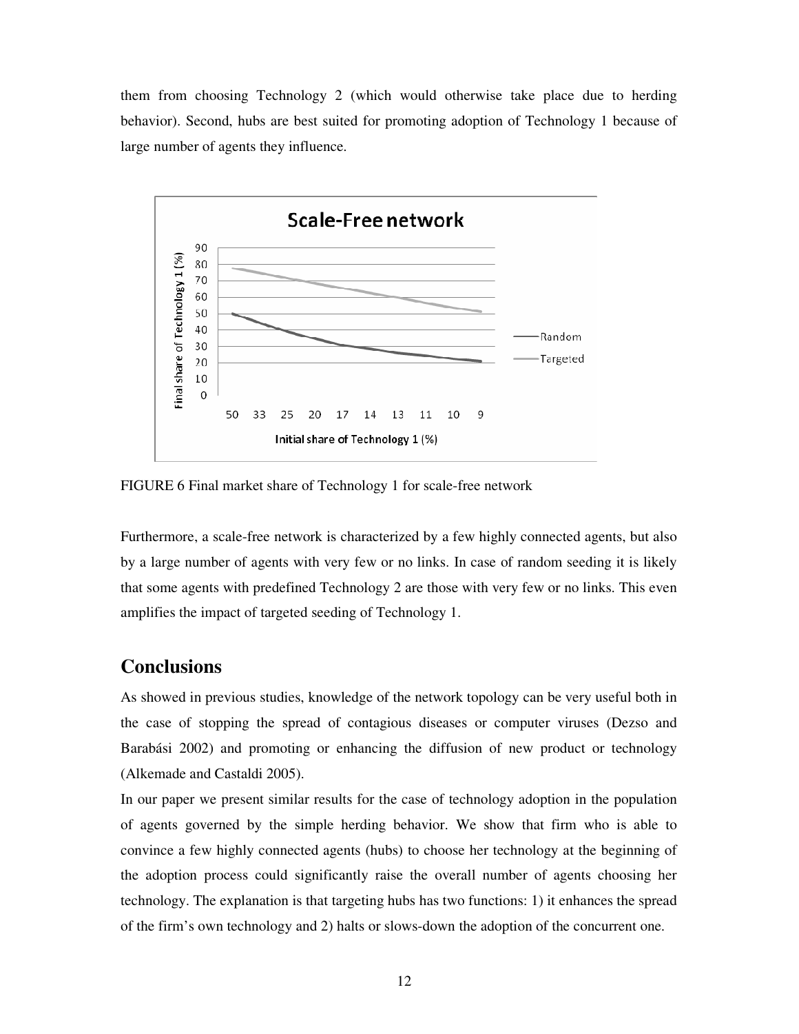them from choosing Technology 2 (which would otherwise take place due to herding behavior). Second, hubs are best suited for promoting adoption of Technology 1 because of large number of agents they influence.

FIGURE 6 Final market share of Technology 1 for scale-free network

Furthermore, a scale-free network is characterized by a few highly connected agents, but also by a large number of agents with very few or no links. In case of random seeding it is likely that some agents with predefined Technology 2 are those with very few or no links. This even amplifies the impact of targeted seeding of Technology 1.

## Conclusions

As showed in previous studies, knowledge of the network topology can be very useful both in the case of stopping the spread of contagious diseases or computer viruses (Dezso and Barabási 2002) and promoting or enhancing the diffusion of new product or technology (Alkemade and Castaldi 2005).

In our paper we present similar results for the case of technology adoption in the population of agents governed by the simple herding behavior. We show that firm who is able to convince a few highly connected agents (hubs) to choose her technology at the beginning of the adoption process could significantly raise the overall number of agents choosing her technology. The explanation is that targeting hubs has two functions: 1) it enhances the spread of the firm's own technology and 2) halts or slows-down the adoption of the concurrent one.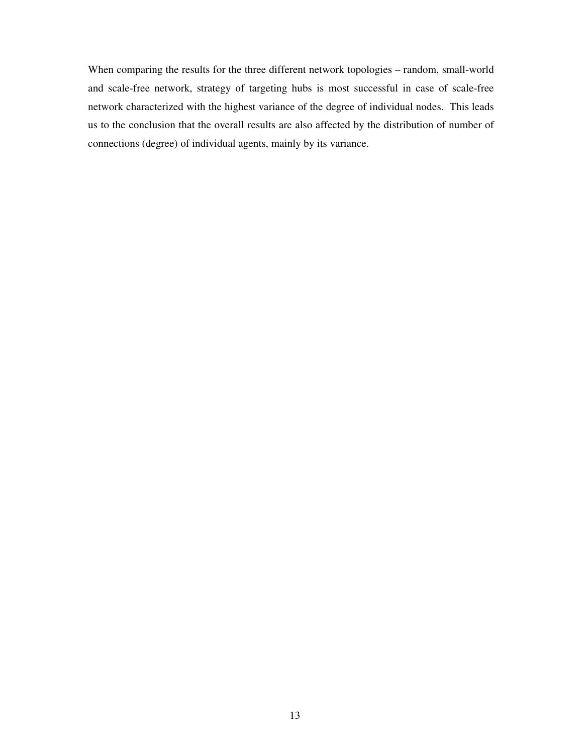When comparing the results for the three different network topologies – random, small-world and scale-free network, strategy of targeting hubs is most successful in case of scale-free network characterized with the highest variance of the degree of individual nodes. This leads us to the conclusion that the overall results are also affected by the distribution of number of connections (degree) of individual agents, mainly by its variance.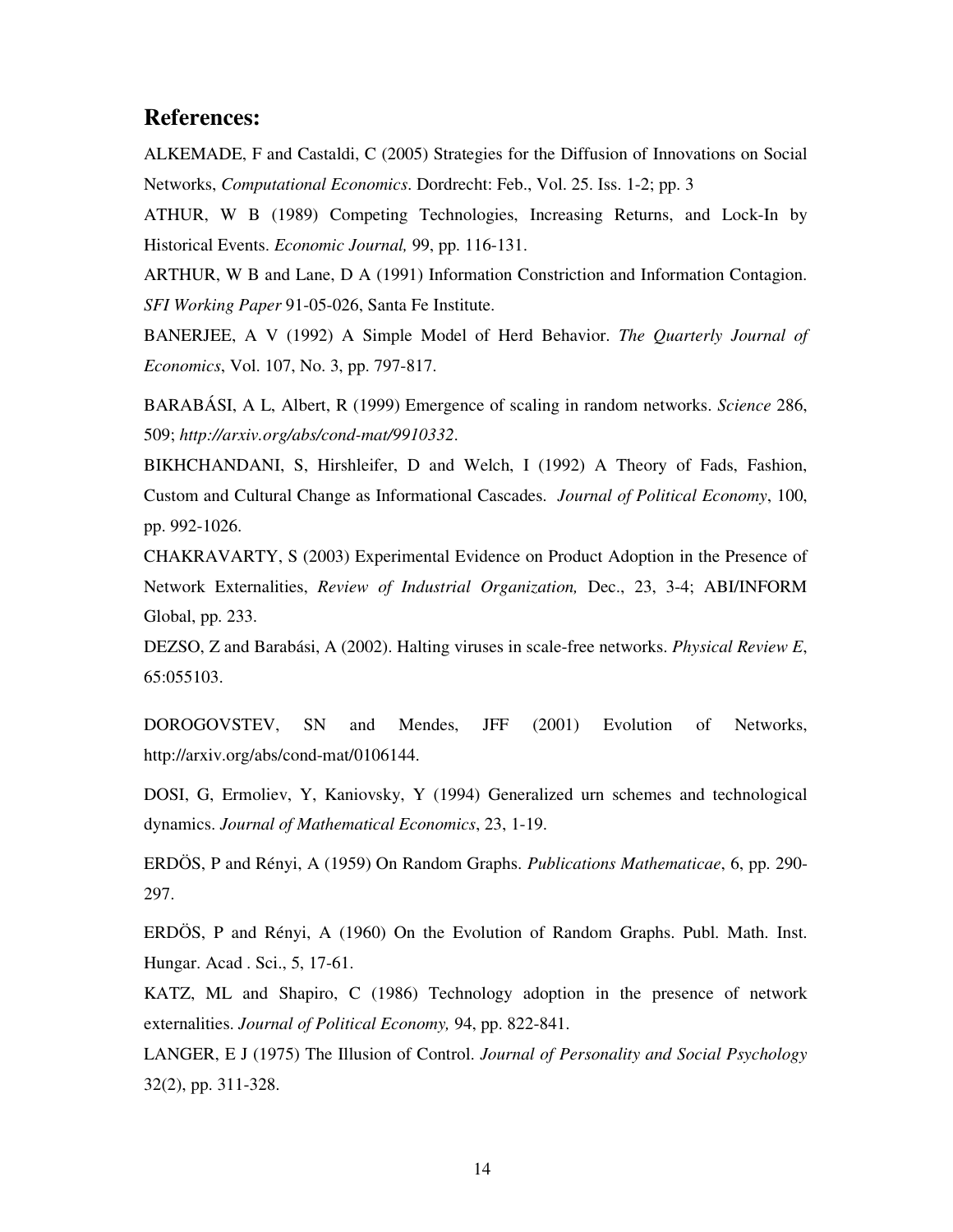## References:

ALKEMADE, F and Castaldi, C (2005) Strategies for the Diffusion of Innovations on Social Networks, *Computational Economics*. Dordrecht: Feb., Vol. 25. Iss. 1-2; pp. 3

ATHUR, W B (1989) Competing Technologies, Increasing Returns, and Lock-In by Historical Events. *Economic Journal,* 99, pp. 116-131.

ARTHUR, W B and Lane, D A (1991) Information Constriction and Information Contagion. *SFI Working Paper* 91-05-026, Santa Fe Institute.

BANERJEE, A V (1992) A Simple Model of Herd Behavior. *The Quarterly Journal of Economics*, Vol. 107, No. 3, pp. 797-817.

BARABÁSI, A L, Albert, R (1999) Emergence of scaling in random networks. *Science* 286, 509; *http://arxiv.org/abs/cond-mat/9910332*.

BIKHCHANDANI, S, Hirshleifer, D and Welch, I (1992) A Theory of Fads, Fashion, Custom and Cultural Change as Informational Cascades. *Journal of Political Economy*, 100, pp. 992-1026.

CHAKRAVARTY, S (2003) Experimental Evidence on Product Adoption in the Presence of Network Externalities, *Review of Industrial Organization,* Dec., 23, 3-4; ABI/INFORM Global, pp. 233.

DEZSO, Z and Barabási, A (2002). Halting viruses in scale-free networks. *Physical Review E*, 65:055103.

DOROGOVSTEV, SN and Mendes, JFF (2001) Evolution of Networks, http://arxiv.org/abs/cond-mat/0106144.

DOSI, G, Ermoliev, Y, Kaniovsky, Y (1994) Generalized urn schemes and technological dynamics. *Journal of Mathematical Economics*, 23, 1-19.

ERDÖS, P and Rényi, A (1959) On Random Graphs. *Publications Mathematicae*, 6, pp. 290-297.

ERDÖS, P and Rényi, A (1960) On the Evolution of Random Graphs. Publ. Math. Inst. Hungar. Acad . Sci., 5, 17-61.

KATZ, ML and Shapiro, C (1986) Technology adoption in the presence of network externalities. *Journal of Political Economy,* 94, pp. 822-841.

LANGER, E J (1975) The Illusion of Control. *Journal of Personality and Social Psychology* 32(2), pp. 311-328.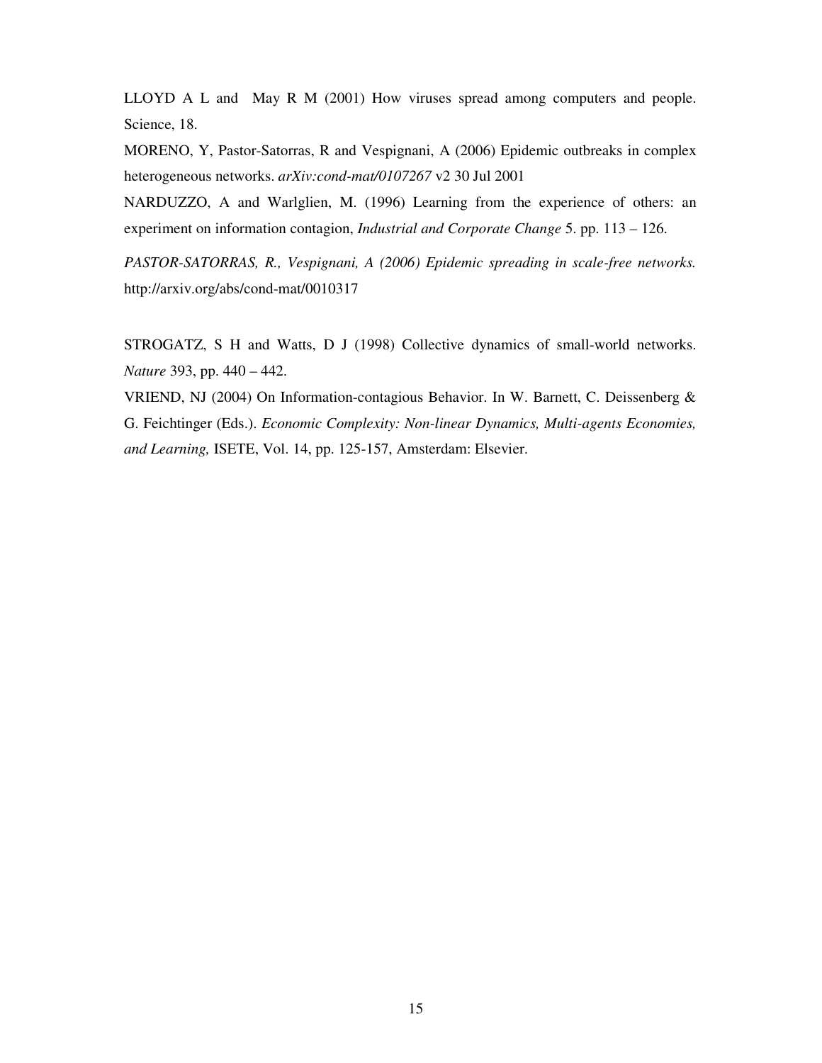LLOYD A L and May R M (2001) How viruses spread among computers and people. Science, 18.

MORENO, Y, Pastor-Satorras, R and Vespignani, A (2006) Epidemic outbreaks in complex heterogeneous networks. *arXiv:cond-mat/0107267* v2 30 Jul 2001

NARDUZZO, A and Warlglien, M. (1996) Learning from the experience of others: an experiment on information contagion, *Industrial and Corporate Change* 5. pp. 113 – 126.

*PASTOR-SATORRAS, R., Vespignani, A (2006) Epidemic spreading in scale-free networks.* http://arxiv.org/abs/cond-mat/0010317

STROGATZ, S H and Watts, D J (1998) Collective dynamics of small-world networks. *Nature* 393, pp. 440 – 442.

VRIEND, NJ (2004) On Information-contagious Behavior. In W. Barnett, C. Deissenberg & G. Feichtinger (Eds.). *Economic Complexity: Non-linear Dynamics, Multi-agents Economies, and Learning,* ISETE, Vol. 14, pp. 125-157, Amsterdam: Elsevier.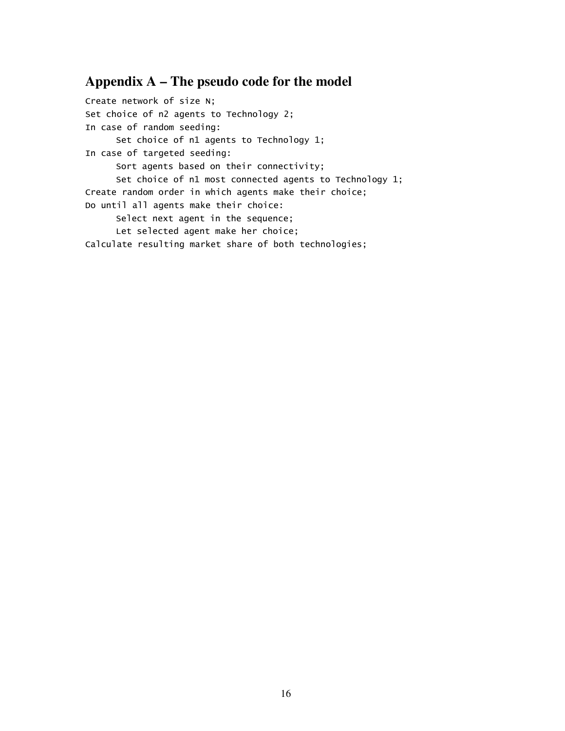## Appendix A – The pseudo code for the model

```
Create network of size N;
Set choice of n2 agents to Technology 2;
In case of random seeding:
      Set choice of n1 agents to Technology 1;
In case of targeted seeding:
      Sort agents based on their connectivity;
      Set choice of n1 most connected agents to Technology 1;
Create random order in which agents make their choice;
Do until all agents make their choice:
      Select next agent in the sequence;
      Let selected agent make her choice;
Calculate resulting market share of both technologies;
```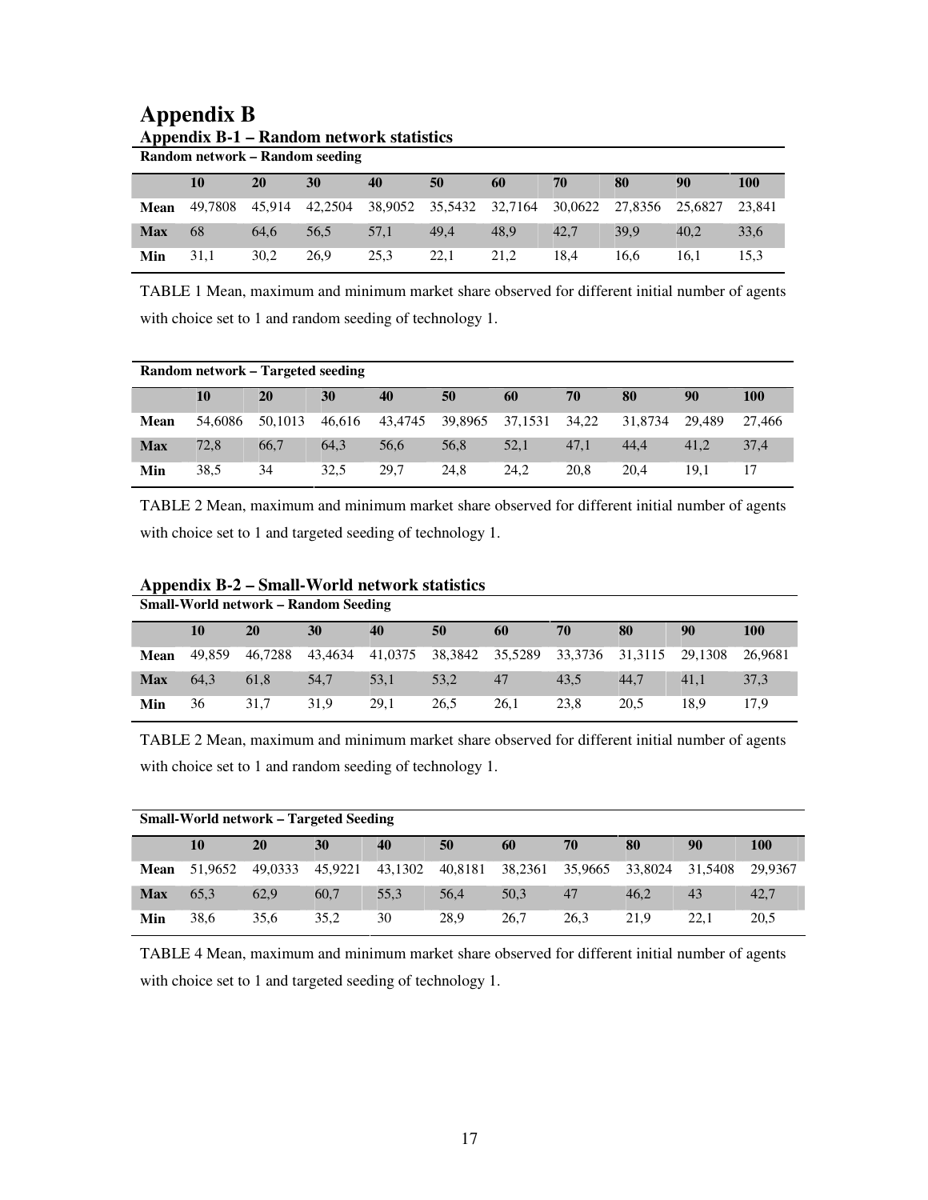# Appendix B

## Appendix B-1 – Random network statistics

**Random network – Random seeding**

| | 10 | 20 | 30 | 40 | 50 | 60 | 70 | 80 | 90 | 100 |
|---|---|---|---|---|---|---|---|---|---|---|
| **Mean** | 49,7808 | 45,914 | 42,2504 | 38,9052 | 35,5432 | 32,7164 | 30,0622 | 27,8356 | 25,6827 | 23,841 |
| **Max** | 68 | 64,6 | 56,5 | 57,1 | 49,4 | 48,9 | 42,7 | 39,9 | 40,2 | 33,6 |
| **Min** | 31,1 | 30,2 | 26,9 | 25,3 | 22,1 | 21,2 | 18,4 | 16,6 | 16,1 | 15,3 |

TABLE 1 Mean, maximum and minimum market share observed for different initial number of agents with choice set to 1 and random seeding of technology 1.

**Random network – Targeted seeding**

| | 10 | 20 | 30 | 40 | 50 | 60 | 70 | 80 | 90 | 100 |
|---|---|---|---|---|---|---|---|---|---|---|
| **Mean** | 54,6086 | 50,1013 | 46,616 | 43,4745 | 39,8965 | 37,1531 | 34,22 | 31,8734 | 29,489 | 27,466 |
| **Max** | 72,8 | 66,7 | 64,3 | 56,6 | 56,8 | 52,1 | 47,1 | 44,4 | 41,2 | 37,4 |
| **Min** | 38,5 | 34 | 32,5 | 29,7 | 24,8 | 24,2 | 20,8 | 20,4 | 19,1 | 17 |

TABLE 2 Mean, maximum and minimum market share observed for different initial number of agents with choice set to 1 and targeted seeding of technology 1.

## Appendix B-2 – Small-World network statistics

**Small-World network – Random Seeding**

| | 10 | 20 | 30 | 40 | 50 | 60 | 70 | 80 | 90 | 100 |
|---|---|---|---|---|---|---|---|---|---|---|
| **Mean** | 49,859 | 46,7288 | 43,4634 | 41,0375 | 38,3842 | 35,5289 | 33,3736 | 31,3115 | 29,1308 | 26,9681 |
| **Max** | 64,3 | 61,8 | 54,7 | 53,1 | 53,2 | 47 | 43,5 | 44,7 | 41,1 | 37,3 |
| **Min** | 36 | 31,7 | 31,9 | 29,1 | 26,5 | 26,1 | 23,8 | 20,5 | 18,9 | 17,9 |

TABLE 2 Mean, maximum and minimum market share observed for different initial number of agents with choice set to 1 and random seeding of technology 1.

**Small-World network – Targeted Seeding**

| | 10 | 20 | 30 | 40 | 50 | 60 | 70 | 80 | 90 | 100 |
|---|---|---|---|---|---|---|---|---|---|---|
| **Mean** | 51,9652 | 49,0333 | 45,9221 | 43,1302 | 40,8181 | 38,2361 | 35,9665 | 33,8024 | 31,5408 | 29,9367 |
| **Max** | 65,3 | 62,9 | 60,7 | 55,3 | 56,4 | 50,3 | 47 | 46,2 | 43 | 42,7 |
| **Min** | 38,6 | 35,6 | 35,2 | 30 | 28,9 | 26,7 | 26,3 | 21,9 | 22,1 | 20,5 |

TABLE 4 Mean, maximum and minimum market share observed for different initial number of agents with choice set to 1 and targeted seeding of technology 1.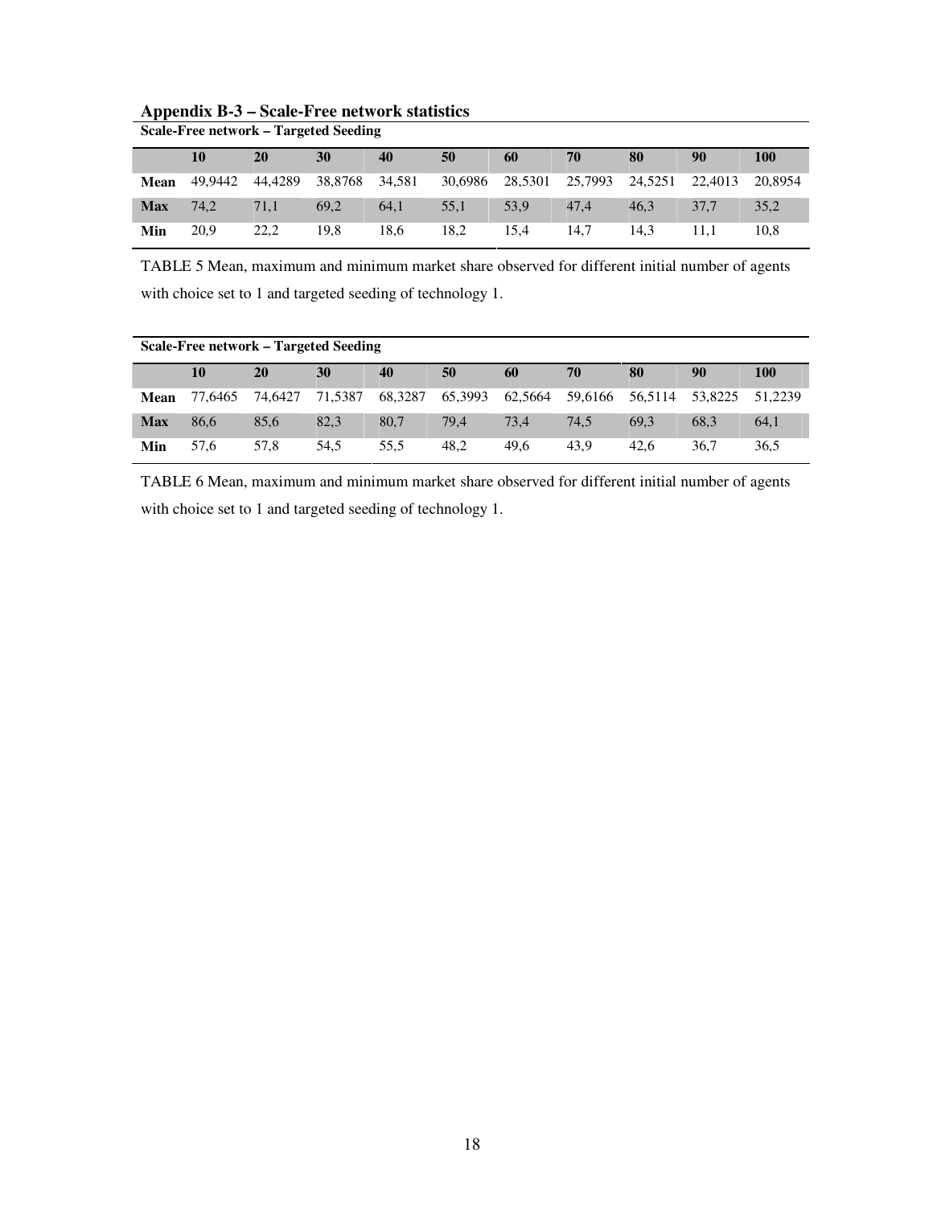## Appendix B-3 – Scale-Free network statistics

**Scale-Free network – Targeted Seeding**

| | **10** | **20** | **30** | **40** | **50** | **60** | **70** | **80** | **90** | **100** |
|---|---|---|---|---|---|---|---|---|---|---|
| **Mean** | 49,9442 | 44,4289 | 38,8768 | 34,581 | 30,6986 | 28,5301 | 25,7993 | 24,5251 | 22,4013 | 20,8954 |
| **Max** | 74,2 | 71,1 | 69,2 | 64,1 | 55,1 | 53,9 | 47,4 | 46,3 | 37,7 | 35,2 |
| **Min** | 20,9 | 22,2 | 19,8 | 18,6 | 18,2 | 15,4 | 14,7 | 14,3 | 11,1 | 10,8 |

TABLE 5 Mean, maximum and minimum market share observed for different initial number of agents with choice set to 1 and targeted seeding of technology 1.

**Scale-Free network – Targeted Seeding**

| | **10** | **20** | **30** | **40** | **50** | **60** | **70** | **80** | **90** | **100** |
|---|---|---|---|---|---|---|---|---|---|---|
| **Mean** | 77,6465 | 74,6427 | 71,5387 | 68,3287 | 65,3993 | 62,5664 | 59,6166 | 56,5114 | 53,8225 | 51,2239 |
| **Max** | 86,6 | 85,6 | 82,3 | 80,7 | 79,4 | 73,4 | 74,5 | 69,3 | 68,3 | 64,1 |
| **Min** | 57,6 | 57,8 | 54,5 | 55,5 | 48,2 | 49,6 | 43,9 | 42,6 | 36,7 | 36,5 |

TABLE 6 Mean, maximum and minimum market share observed for different initial number of agents with choice set to 1 and targeted seeding of technology 1.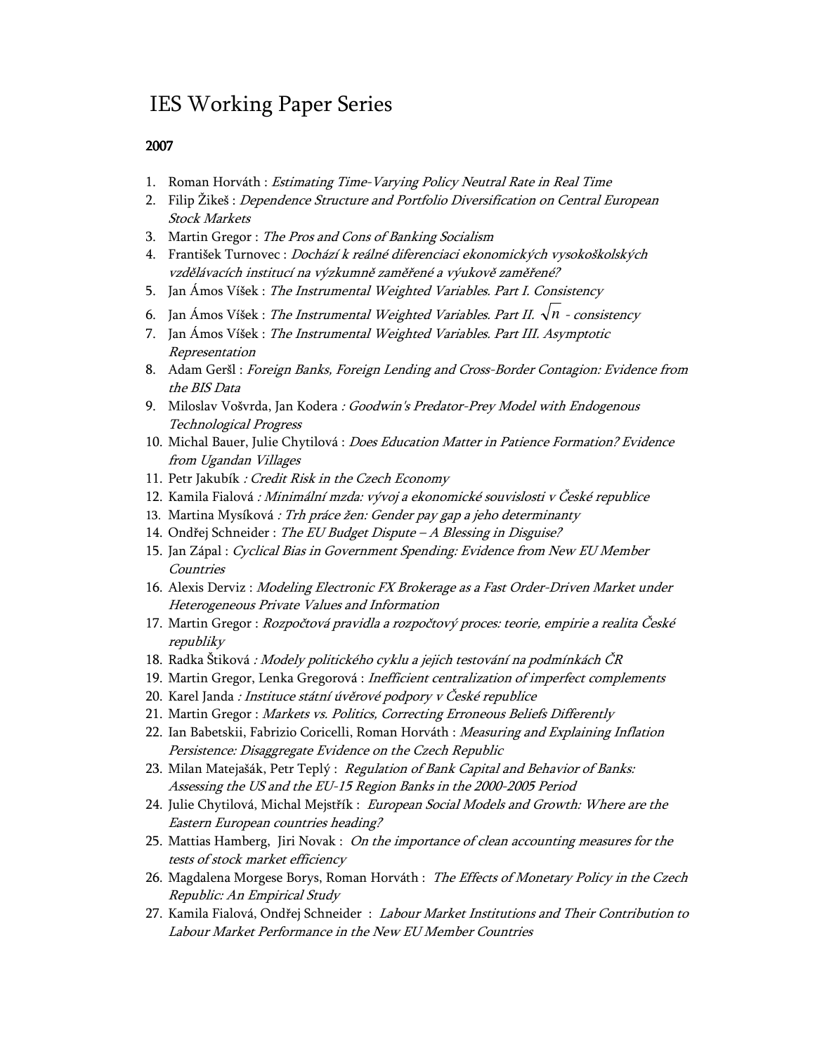# IES Working Paper Series

**2007**

1. Roman Horváth : *Estimating Time-Varying Policy Neutral Rate in Real Time*
2. Filip Žikeš : *Dependence Structure and Portfolio Diversification on Central European Stock Markets*
3. Martin Gregor : *The Pros and Cons of Banking Socialism*
4. František Turnovec : *Dochází k reálné diferenciaci ekonomických vysokoškolských vzdělávacích institucí na výzkumně zaměřené a výukově zaměřené?*
5. Jan Ámos Víšek : *The Instrumental Weighted Variables. Part I. Consistency*
6. Jan Ámos Víšek : *The Instrumental Weighted Variables. Part II.* $\sqrt{n}$ *- consistency*
7. Jan Ámos Víšek : *The Instrumental Weighted Variables. Part III. Asymptotic Representation*
8. Adam Geršl : *Foreign Banks, Foreign Lending and Cross-Border Contagion: Evidence from the BIS Data*
9. Miloslav Vošvrda, Jan Kodera *: Goodwin's Predator-Prey Model with Endogenous Technological Progress*
10. Michal Bauer, Julie Chytilová : *Does Education Matter in Patience Formation? Evidence from Ugandan Villages*
11. Petr Jakubík *: Credit Risk in the Czech Economy*
12. Kamila Fialová *: Minimální mzda: vývoj a ekonomické souvislosti v České republice*
13. Martina Mysíková *: Trh práce žen: Gender pay gap a jeho determinanty*
14. Ondřej Schneider : *The EU Budget Dispute – A Blessing in Disguise?*
15. Jan Zápal : *Cyclical Bias in Government Spending: Evidence from New EU Member Countries*
16. Alexis Derviz : *Modeling Electronic FX Brokerage as a Fast Order-Driven Market under Heterogeneous Private Values and Information*
17. Martin Gregor : *Rozpočtová pravidla a rozpočtový proces: teorie, empirie a realita České republiky*
18. Radka Štiková *: Modely politického cyklu a jejich testování na podmínkách ČR*
19. Martin Gregor, Lenka Gregorová : *Inefficient centralization of imperfect complements*
20. Karel Janda *: Instituce státní úvěrové podpory v České republice*
21. Martin Gregor : *Markets vs. Politics, Correcting Erroneous Beliefs Differently*
22. Ian Babetskii, Fabrizio Coricelli, Roman Horváth : *Measuring and Explaining Inflation Persistence: Disaggregate Evidence on the Czech Republic*
23. Milan Matejašák, Petr Teplý : *Regulation of Bank Capital and Behavior of Banks: Assessing the US and the EU-15 Region Banks in the 2000-2005 Period*
24. Julie Chytilová, Michal Mejstřík : *European Social Models and Growth: Where are the Eastern European countries heading?*
25. Mattias Hamberg, Jiri Novak : *On the importance of clean accounting measures for the tests of stock market efficiency*
26. Magdalena Morgese Borys, Roman Horváth : *The Effects of Monetary Policy in the Czech Republic: An Empirical Study*
27. Kamila Fialová, Ondřej Schneider : *Labour Market Institutions and Their Contribution to Labour Market Performance in the New EU Member Countries*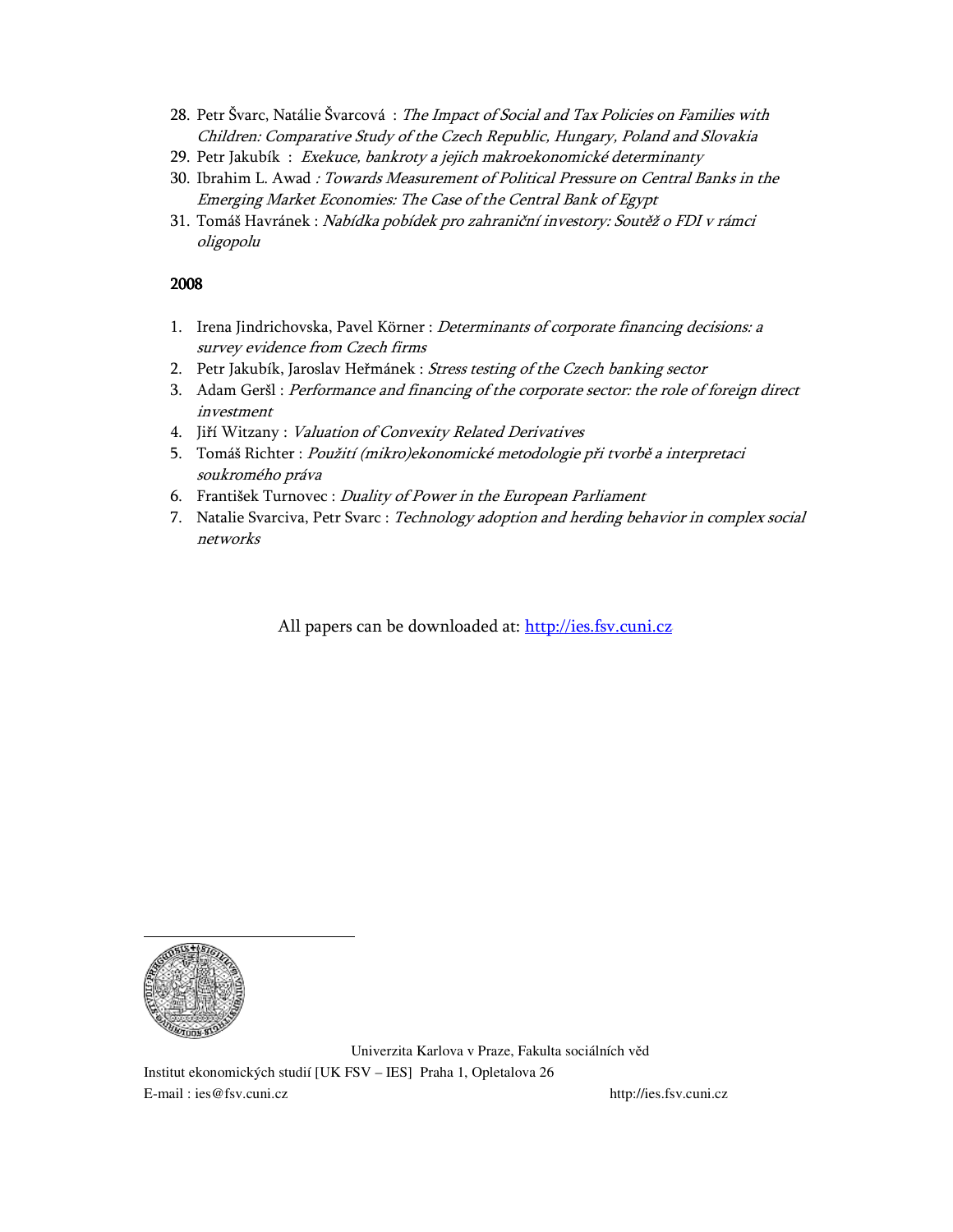28. Petr Švarc, Natálie Švarcová : *The Impact of Social and Tax Policies on Families with Children: Comparative Study of the Czech Republic, Hungary, Poland and Slovakia*
29. Petr Jakubík : *Exekuce, bankroty a jejich makroekonomické determinanty*
30. Ibrahim L. Awad *: Towards Measurement of Political Pressure on Central Banks in the Emerging Market Economies: The Case of the Central Bank of Egypt*
31. Tomáš Havránek : *Nabídka pobídek pro zahraniční investory: Soutěž o FDI v rámci oligopolu*

**2008**

1. Irena Jindrichovska, Pavel Körner : *Determinants of corporate financing decisions: a survey evidence from Czech firms*
2. Petr Jakubík, Jaroslav Heřmánek : *Stress testing of the Czech banking sector*
3. Adam Geršl : *Performance and financing of the corporate sector: the role of foreign direct investment*
4. Jiří Witzany : *Valuation of Convexity Related Derivatives*
5. Tomáš Richter : *Použití (mikro)ekonomické metodologie při tvorbě a interpretaci soukromého práva*
6. František Turnovec : *Duality of Power in the European Parliament*
7. Natalie Svarciva, Petr Svarc : *Technology adoption and herding behavior in complex social networks*

All papers can be downloaded at: http://ies.fsv.cuni.cz

Univerzita Karlova v Praze, Fakulta sociálních věd

Institut ekonomických studií [UK FSV – IES] Praha 1, Opletalova 26

E-mail : ies@fsv.cuni.cz http://ies.fsv.cuni.cz